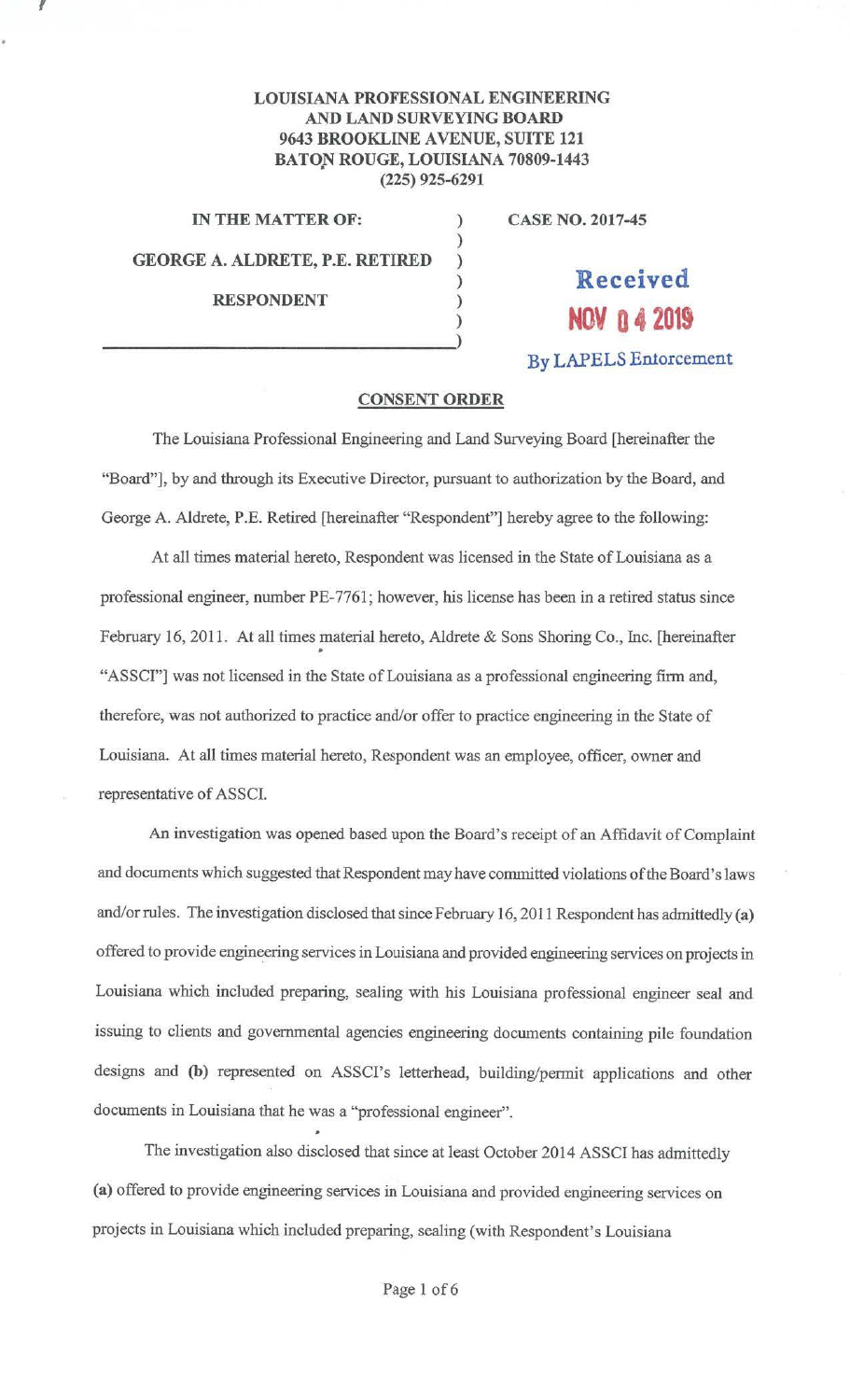**LOUISIANA PROFESSIONAL ENGINEERING AND LAND SURVEYING BOARD**
**9643 BROOKLINE AVENUE, SUITE 121**
**BATON ROUGE, LOUISIANA 70809-1443**
**(225) 925-6291**

**IN THE MATTER OF:**

**GEORGE A. ALDRETE, P.E. RETIRED**

**RESPONDENT**

**CASE NO. 2017-45**

Received
NOV 04 2019
By LAPELS Enforcement

## CONSENT ORDER

The Louisiana Professional Engineering and Land Surveying Board [hereinafter the "Board"], by and through its Executive Director, pursuant to authorization by the Board, and George A. Aldrete, P.E. Retired [hereinafter "Respondent"] hereby agree to the following:

At all times material hereto, Respondent was licensed in the State of Louisiana as a professional engineer, number PE-7761; however, his license has been in a retired status since February 16, 2011. At all times material hereto, Aldrete & Sons Shoring Co., Inc. [hereinafter "ASSCI"] was not licensed in the State of Louisiana as a professional engineering firm and, therefore, was not authorized to practice and/or offer to practice engineering in the State of Louisiana. At all times material hereto, Respondent was an employee, officer, owner and representative of ASSCI.

An investigation was opened based upon the Board's receipt of an Affidavit of Complaint and documents which suggested that Respondent may have committed violations of the Board's laws and/or rules. The investigation disclosed that since February 16, 2011 Respondent has admittedly **(a)** offered to provide engineering services in Louisiana and provided engineering services on projects in Louisiana which included preparing, sealing with his Louisiana professional engineer seal and issuing to clients and governmental agencies engineering documents containing pile foundation designs and **(b)** represented on ASSCI's letterhead, building/permit applications and other documents in Louisiana that he was a "professional engineer".

The investigation also disclosed that since at least October 2014 ASSCI has admittedly **(a)** offered to provide engineering services in Louisiana and provided engineering services on projects in Louisiana which included preparing, sealing (with Respondent's Louisiana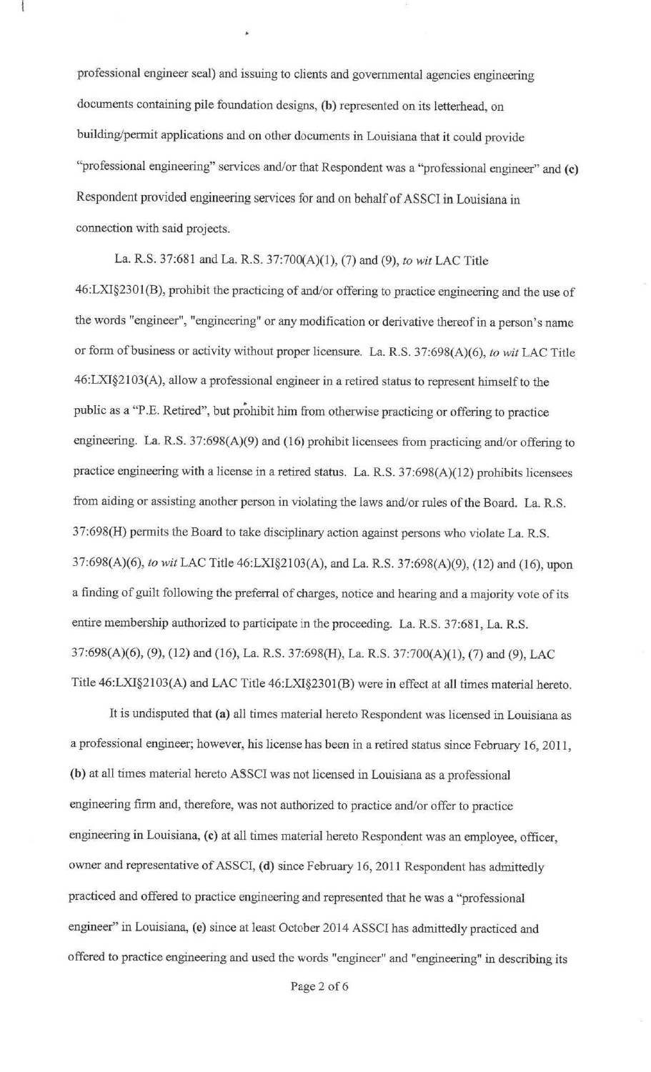professional engineer seal) and issuing to clients and governmental agencies engineering documents containing pile foundation designs, **(b)** represented on its letterhead, on building/permit applications and on other documents in Louisiana that it could provide "professional engineering" services and/or that Respondent was a "professional engineer" and **(c)** Respondent provided engineering services for and on behalf of ASSCI in Louisiana in connection with said projects.

La. R.S. 37:681 and La. R.S. 37:700(A)(1), (7) and (9), *to wit* LAC Title 46:LXI§2301(B), prohibit the practicing of and/or offering to practice engineering and the use of the words "engineer", "engineering" or any modification or derivative thereof in a person's name or form of business or activity without proper licensure. La. R.S. 37:698(A)(6), *to wit* LAC Title 46:LXI§2103(A), allow a professional engineer in a retired status to represent himself to the public as a "P.E. Retired", but prohibit him from otherwise practicing or offering to practice engineering. La. R.S. 37:698(A)(9) and (16) prohibit licensees from practicing and/or offering to practice engineering with a license in a retired status. La. R.S. 37:698(A)(12) prohibits licensees from aiding or assisting another person in violating the laws and/or rules of the Board. La. R.S. 37:698(H) permits the Board to take disciplinary action against persons who violate La. R.S. 37:698(A)(6), *to wit* LAC Title 46:LXI§2103(A), and La. R.S. 37:698(A)(9), (12) and (16), upon a finding of guilt following the preferral of charges, notice and hearing and a majority vote of its entire membership authorized to participate in the proceeding. La. R.S. 37:681, La. R.S. 37:698(A)(6), (9), (12) and (16), La. R.S. 37:698(H), La. R.S. 37:700(A)(1), (7) and (9), LAC Title 46:LXI§2103(A) and LAC Title 46:LXI§2301(B) were in effect at all times material hereto.

It is undisputed that **(a)** all times material hereto Respondent was licensed in Louisiana as a professional engineer; however, his license has been in a retired status since February 16, 2011, **(b)** at all times material hereto ASSCI was not licensed in Louisiana as a professional engineering firm and, therefore, was not authorized to practice and/or offer to practice engineering in Louisiana, **(c)** at all times material hereto Respondent was an employee, officer, owner and representative of ASSCI, **(d)** since February 16, 2011 Respondent has admittedly practiced and offered to practice engineering and represented that he was a "professional engineer" in Louisiana, **(e)** since at least October 2014 ASSCI has admittedly practiced and offered to practice engineering and used the words "engineer" and "engineering" in describing its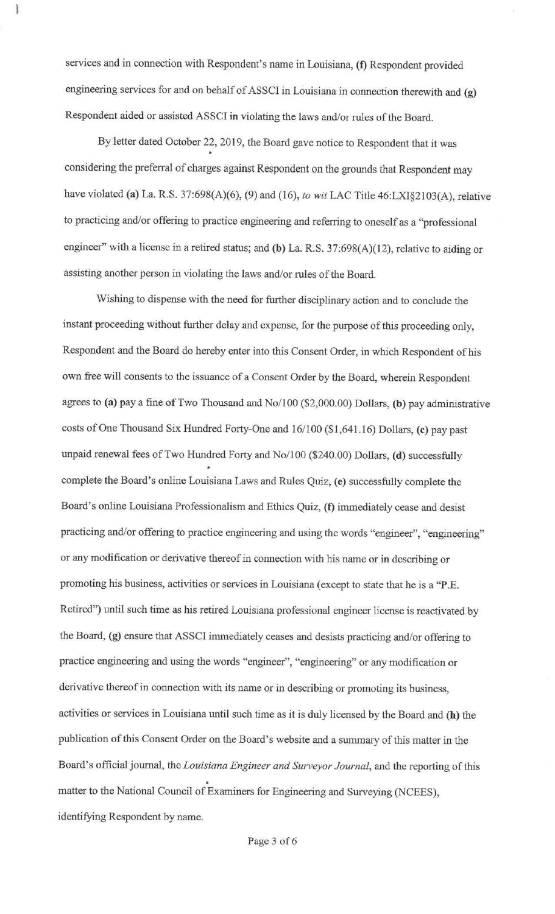services and in connection with Respondent's name in Louisiana, **(f)** Respondent provided engineering services for and on behalf of ASSCI in Louisiana in connection therewith and **(g)** Respondent aided or assisted ASSCI in violating the laws and/or rules of the Board.

By letter dated October 22, 2019, the Board gave notice to Respondent that it was considering the preferral of charges against Respondent on the grounds that Respondent may have violated **(a)** La. R.S. 37:698(A)(6), (9) and (16), *to wit* LAC Title 46:LXI§2103(A), relative to practicing and/or offering to practice engineering and referring to oneself as a "professional engineer" with a license in a retired status; and **(b)** La. R.S. 37:698(A)(12), relative to aiding or assisting another person in violating the laws and/or rules of the Board.

Wishing to dispense with the need for further disciplinary action and to conclude the instant proceeding without further delay and expense, for the purpose of this proceeding only, Respondent and the Board do hereby enter into this Consent Order, in which Respondent of his own free will consents to the issuance of a Consent Order by the Board, wherein Respondent agrees to **(a)** pay a fine of Two Thousand and No/100 ($2,000.00) Dollars, **(b)** pay administrative costs of One Thousand Six Hundred Forty-One and 16/100 ($1,641.16) Dollars, **(c)** pay past unpaid renewal fees of Two Hundred Forty and No/100 ($240.00) Dollars, **(d)** successfully complete the Board's online Louisiana Laws and Rules Quiz, **(e)** successfully complete the Board's online Louisiana Professionalism and Ethics Quiz, **(f)** immediately cease and desist practicing and/or offering to practice engineering and using the words "engineer", "engineering" or any modification or derivative thereof in connection with his name or in describing or promoting his business, activities or services in Louisiana (except to state that he is a "P.E. Retired") until such time as his retired Louisiana professional engineer license is reactivated by the Board, **(g)** ensure that ASSCI immediately ceases and desists practicing and/or offering to practice engineering and using the words "engineer", "engineering" or any modification or derivative thereof in connection with its name or in describing or promoting its business, activities or services in Louisiana until such time as it is duly licensed by the Board and **(h)** the publication of this Consent Order on the Board's website and a summary of this matter in the Board's official journal, the *Louisiana Engineer and Surveyor Journal*, and the reporting of this matter to the National Council of Examiners for Engineering and Surveying (NCEES), identifying Respondent by name.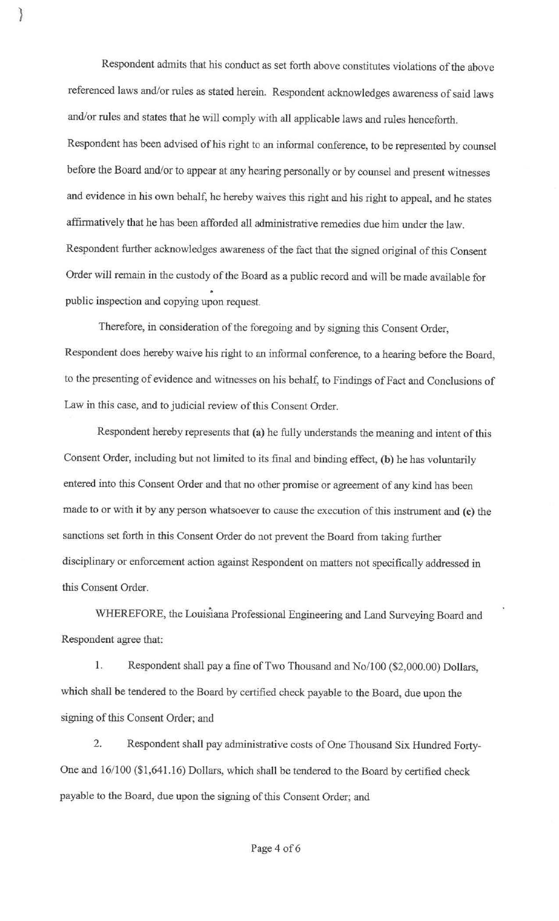Respondent admits that his conduct as set forth above constitutes violations of the above referenced laws and/or rules as stated herein. Respondent acknowledges awareness of said laws and/or rules and states that he will comply with all applicable laws and rules henceforth. Respondent has been advised of his right to an informal conference, to be represented by counsel before the Board and/or to appear at any hearing personally or by counsel and present witnesses and evidence in his own behalf, he hereby waives this right and his right to appeal, and he states affirmatively that he has been afforded all administrative remedies due him under the law. Respondent further acknowledges awareness of the fact that the signed original of this Consent Order will remain in the custody of the Board as a public record and will be made available for public inspection and copying upon request.

Therefore, in consideration of the foregoing and by signing this Consent Order, Respondent does hereby waive his right to an informal conference, to a hearing before the Board, to the presenting of evidence and witnesses on his behalf, to Findings of Fact and Conclusions of Law in this case, and to judicial review of this Consent Order.

Respondent hereby represents that **(a)** he fully understands the meaning and intent of this Consent Order, including but not limited to its final and binding effect, **(b)** he has voluntarily entered into this Consent Order and that no other promise or agreement of any kind has been made to or with it by any person whatsoever to cause the execution of this instrument and **(c)** the sanctions set forth in this Consent Order do not prevent the Board from taking further disciplinary or enforcement action against Respondent on matters not specifically addressed in this Consent Order.

WHEREFORE, the Louisiana Professional Engineering and Land Surveying Board and Respondent agree that:

1. Respondent shall pay a fine of Two Thousand and No/100 ($2,000.00) Dollars, which shall be tendered to the Board by certified check payable to the Board, due upon the signing of this Consent Order; and

2. Respondent shall pay administrative costs of One Thousand Six Hundred Forty-One and 16/100 ($1,641.16) Dollars, which shall be tendered to the Board by certified check payable to the Board, due upon the signing of this Consent Order; and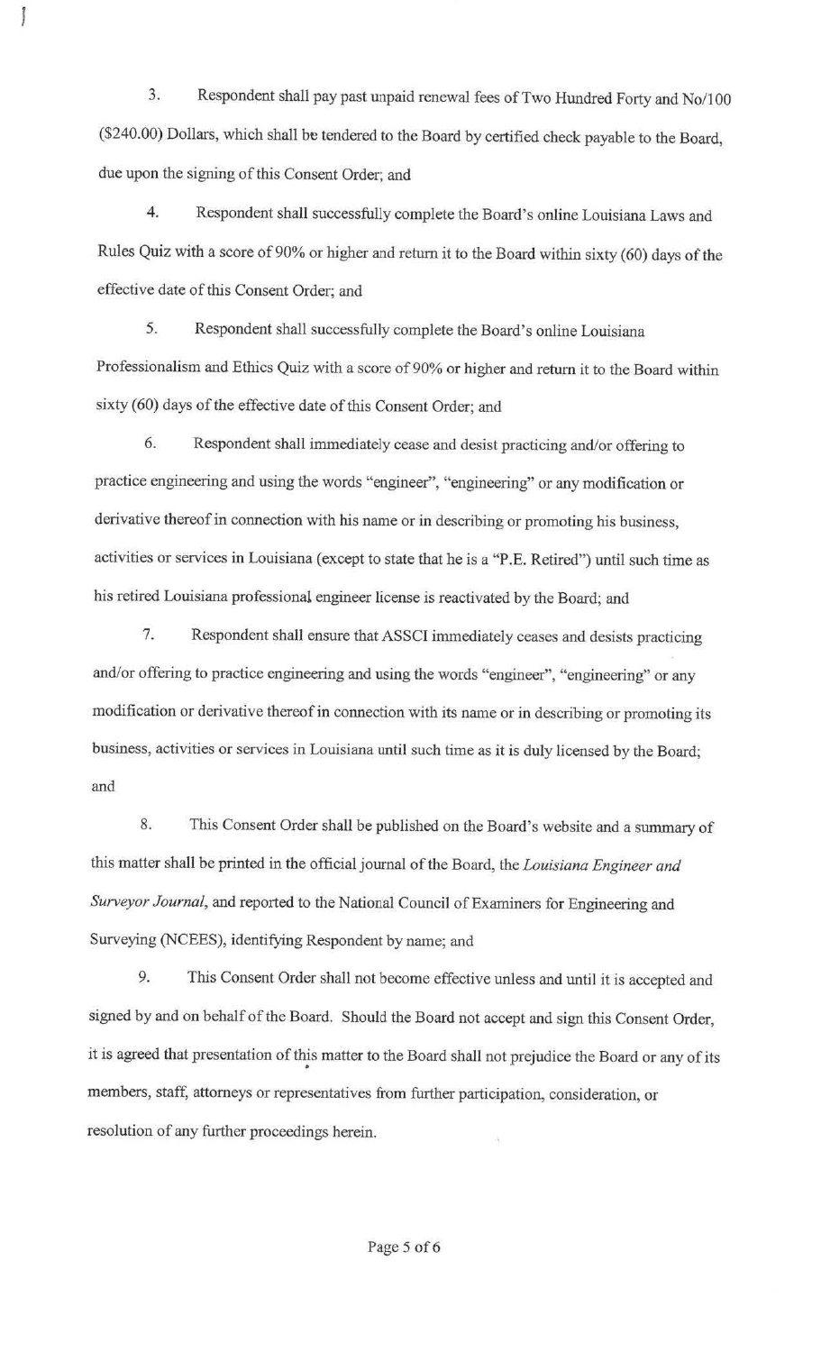3. Respondent shall pay past unpaid renewal fees of Two Hundred Forty and No/100 ($240.00) Dollars, which shall be tendered to the Board by certified check payable to the Board, due upon the signing of this Consent Order; and

4. Respondent shall successfully complete the Board's online Louisiana Laws and Rules Quiz with a score of 90% or higher and return it to the Board within sixty (60) days of the effective date of this Consent Order; and

5. Respondent shall successfully complete the Board's online Louisiana Professionalism and Ethics Quiz with a score of 90% or higher and return it to the Board within sixty (60) days of the effective date of this Consent Order; and

6. Respondent shall immediately cease and desist practicing and/or offering to practice engineering and using the words "engineer", "engineering" or any modification or derivative thereof in connection with his name or in describing or promoting his business, activities or services in Louisiana (except to state that he is a "P.E. Retired") until such time as his retired Louisiana professional engineer license is reactivated by the Board; and

7. Respondent shall ensure that ASSCI immediately ceases and desists practicing and/or offering to practice engineering and using the words "engineer", "engineering" or any modification or derivative thereof in connection with its name or in describing or promoting its business, activities or services in Louisiana until such time as it is duly licensed by the Board; and

8. This Consent Order shall be published on the Board's website and a summary of this matter shall be printed in the official journal of the Board, the *Louisiana Engineer and Surveyor Journal*, and reported to the National Council of Examiners for Engineering and Surveying (NCEES), identifying Respondent by name; and

9. This Consent Order shall not become effective unless and until it is accepted and signed by and on behalf of the Board. Should the Board not accept and sign this Consent Order, it is agreed that presentation of this matter to the Board shall not prejudice the Board or any of its members, staff, attorneys or representatives from further participation, consideration, or resolution of any further proceedings herein.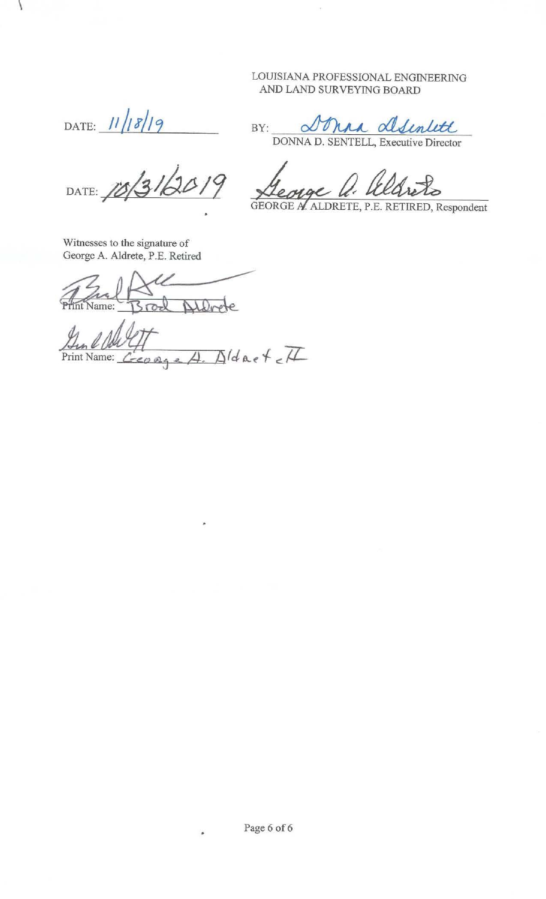LOUISIANA PROFESSIONAL ENGINEERING AND LAND SURVEYING BOARD

DATE: 11/18/19

BY: Donna Sentell

DONNA D. SENTELL, Executive Director

DATE: 10/31/2019

George A. Aldrete

GEORGE A. ALDRETE, P.E. RETIRED, Respondent

Witnesses to the signature of George A. Aldrete, P.E. Retired

Print Name: Brad Aldrete

Print Name: George A. Aldrete II